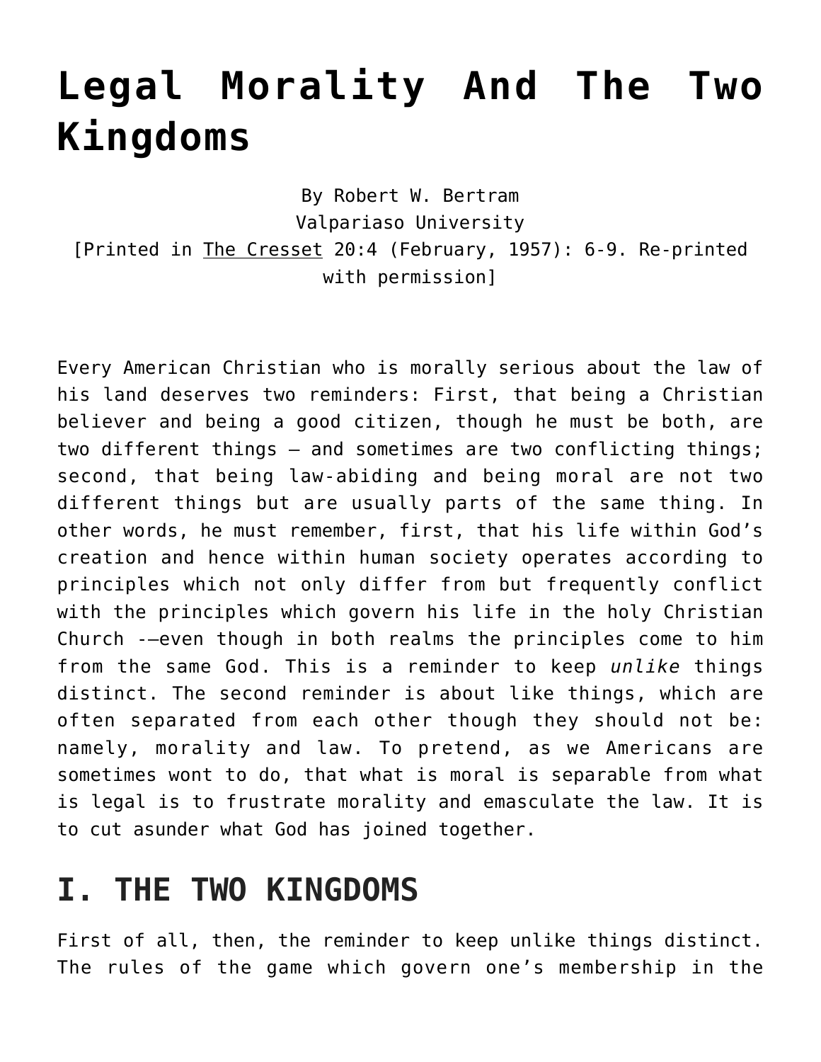# Legal Morality And The Two Kingdoms

By Robert W. Bertram
Valpariaso University
[Printed in The Cresset 20:4 (February, 1957): 6-9. Re-printed with permission]

Every American Christian who is morally serious about the law of his land deserves two reminders: First, that being a Christian believer and being a good citizen, though he must be both, are two different things — and sometimes are two conflicting things; second, that being law-abiding and being moral are not two different things but are usually parts of the same thing. In other words, he must remember, first, that his life within God's creation and hence within human society operates according to principles which not only differ from but frequently conflict with the principles which govern his life in the holy Christian Church -—even though in both realms the principles come to him from the same God. This is a reminder to keep *unlike* things distinct. The second reminder is about like things, which are often separated from each other though they should not be: namely, morality and law. To pretend, as we Americans are sometimes wont to do, that what is moral is separable from what is legal is to frustrate morality and emasculate the law. It is to cut asunder what God has joined together.

## I. THE TWO KINGDOMS

First of all, then, the reminder to keep unlike things distinct. The rules of the game which govern one's membership in the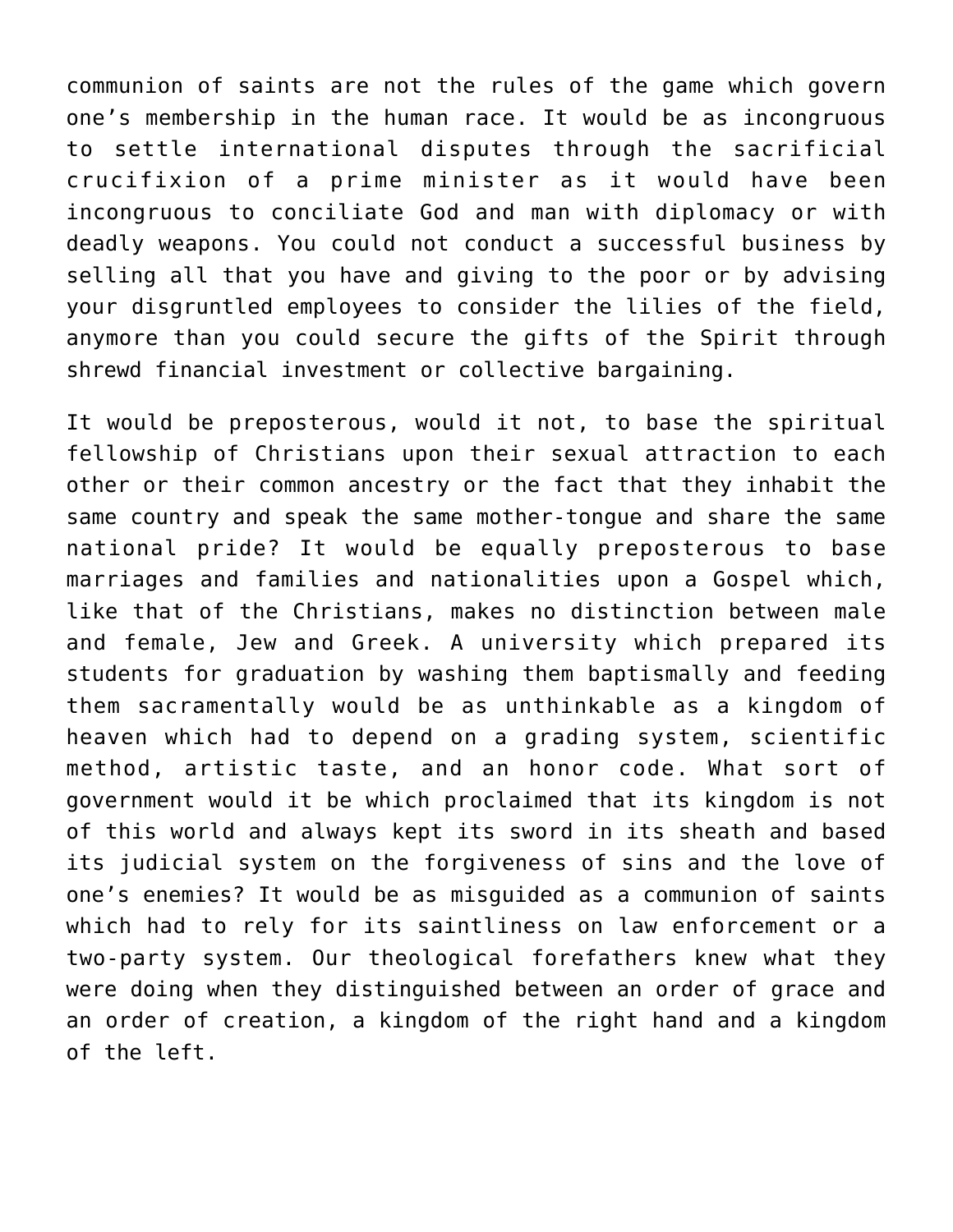communion of saints are not the rules of the game which govern one's membership in the human race. It would be as incongruous to settle international disputes through the sacrificial crucifixion of a prime minister as it would have been incongruous to conciliate God and man with diplomacy or with deadly weapons. You could not conduct a successful business by selling all that you have and giving to the poor or by advising your disgruntled employees to consider the lilies of the field, anymore than you could secure the gifts of the Spirit through shrewd financial investment or collective bargaining.

It would be preposterous, would it not, to base the spiritual fellowship of Christians upon their sexual attraction to each other or their common ancestry or the fact that they inhabit the same country and speak the same mother-tongue and share the same national pride? It would be equally preposterous to base marriages and families and nationalities upon a Gospel which, like that of the Christians, makes no distinction between male and female, Jew and Greek. A university which prepared its students for graduation by washing them baptismally and feeding them sacramentally would be as unthinkable as a kingdom of heaven which had to depend on a grading system, scientific method, artistic taste, and an honor code. What sort of government would it be which proclaimed that its kingdom is not of this world and always kept its sword in its sheath and based its judicial system on the forgiveness of sins and the love of one's enemies? It would be as misguided as a communion of saints which had to rely for its saintliness on law enforcement or a two-party system. Our theological forefathers knew what they were doing when they distinguished between an order of grace and an order of creation, a kingdom of the right hand and a kingdom of the left.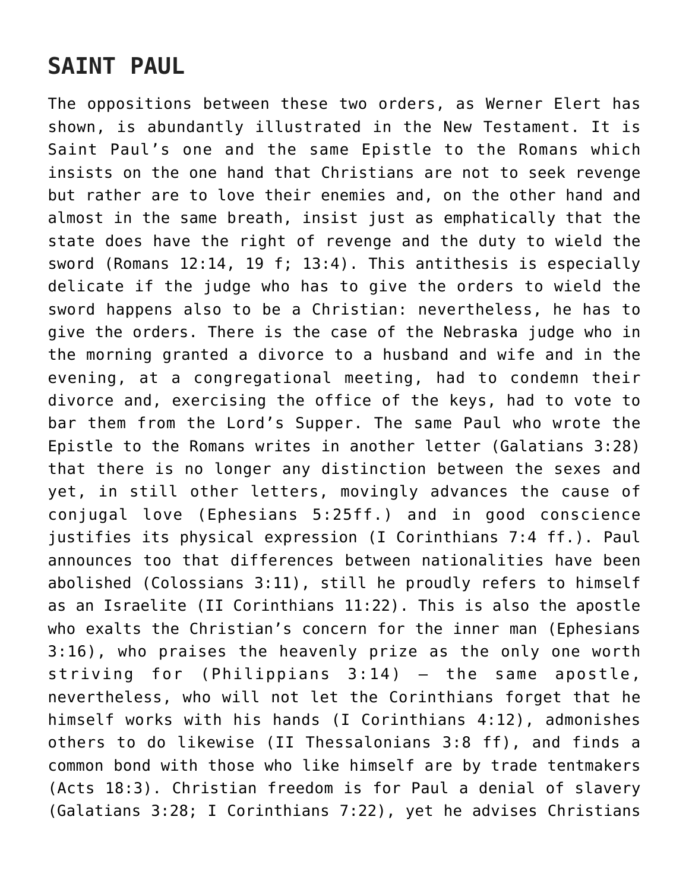## SAINT PAUL

The oppositions between these two orders, as Werner Elert has shown, is abundantly illustrated in the New Testament. It is Saint Paul's one and the same Epistle to the Romans which insists on the one hand that Christians are not to seek revenge but rather are to love their enemies and, on the other hand and almost in the same breath, insist just as emphatically that the state does have the right of revenge and the duty to wield the sword (Romans 12:14, 19 f; 13:4). This antithesis is especially delicate if the judge who has to give the orders to wield the sword happens also to be a Christian: nevertheless, he has to give the orders. There is the case of the Nebraska judge who in the morning granted a divorce to a husband and wife and in the evening, at a congregational meeting, had to condemn their divorce and, exercising the office of the keys, had to vote to bar them from the Lord's Supper. The same Paul who wrote the Epistle to the Romans writes in another letter (Galatians 3:28) that there is no longer any distinction between the sexes and yet, in still other letters, movingly advances the cause of conjugal love (Ephesians 5:25ff.) and in good conscience justifies its physical expression (I Corinthians 7:4 ff.). Paul announces too that differences between nationalities have been abolished (Colossians 3:11), still he proudly refers to himself as an Israelite (II Corinthians 11:22). This is also the apostle who exalts the Christian's concern for the inner man (Ephesians 3:16), who praises the heavenly prize as the only one worth striving for (Philippians 3:14) – the same apostle, nevertheless, who will not let the Corinthians forget that he himself works with his hands (I Corinthians 4:12), admonishes others to do likewise (II Thessalonians 3:8 ff), and finds a common bond with those who like himself are by trade tentmakers (Acts 18:3). Christian freedom is for Paul a denial of slavery (Galatians 3:28; I Corinthians 7:22), yet he advises Christians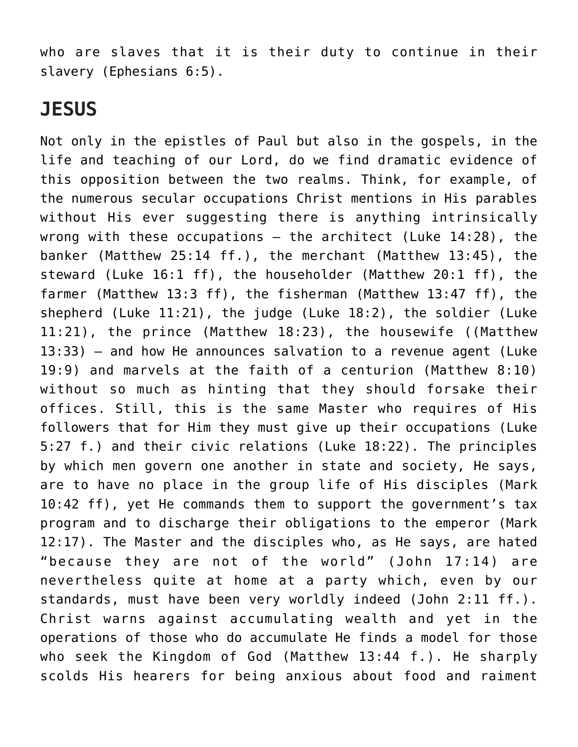who are slaves that it is their duty to continue in their slavery (Ephesians 6:5).

## JESUS

Not only in the epistles of Paul but also in the gospels, in the life and teaching of our Lord, do we find dramatic evidence of this opposition between the two realms. Think, for example, of the numerous secular occupations Christ mentions in His parables without His ever suggesting there is anything intrinsically wrong with these occupations – the architect (Luke 14:28), the banker (Matthew 25:14 ff.), the merchant (Matthew 13:45), the steward (Luke 16:1 ff), the householder (Matthew 20:1 ff), the farmer (Matthew 13:3 ff), the fisherman (Matthew 13:47 ff), the shepherd (Luke 11:21), the judge (Luke 18:2), the soldier (Luke 11:21), the prince (Matthew 18:23), the housewife ((Matthew 13:33) – and how He announces salvation to a revenue agent (Luke 19:9) and marvels at the faith of a centurion (Matthew 8:10) without so much as hinting that they should forsake their offices. Still, this is the same Master who requires of His followers that for Him they must give up their occupations (Luke 5:27 f.) and their civic relations (Luke 18:22). The principles by which men govern one another in state and society, He says, are to have no place in the group life of His disciples (Mark 10:42 ff), yet He commands them to support the government's tax program and to discharge their obligations to the emperor (Mark 12:17). The Master and the disciples who, as He says, are hated "because they are not of the world" (John 17:14) are nevertheless quite at home at a party which, even by our standards, must have been very worldly indeed (John 2:11 ff.). Christ warns against accumulating wealth and yet in the operations of those who do accumulate He finds a model for those who seek the Kingdom of God (Matthew 13:44 f.). He sharply scolds His hearers for being anxious about food and raiment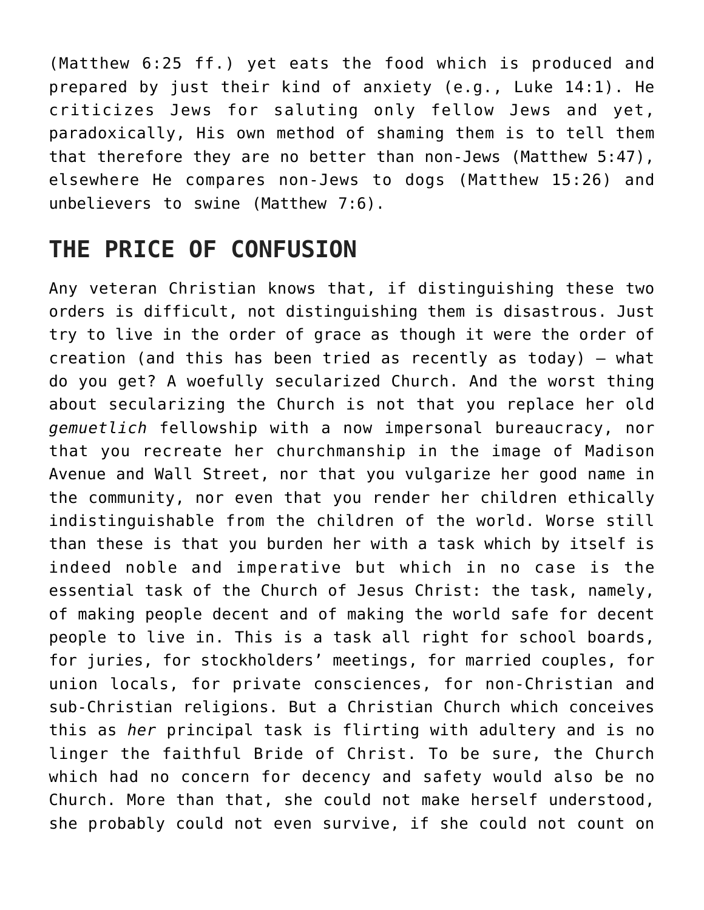(Matthew 6:25 ff.) yet eats the food which is produced and prepared by just their kind of anxiety (e.g., Luke 14:1). He criticizes Jews for saluting only fellow Jews and yet, paradoxically, His own method of shaming them is to tell them that therefore they are no better than non-Jews (Matthew 5:47), elsewhere He compares non-Jews to dogs (Matthew 15:26) and unbelievers to swine (Matthew 7:6).

## THE PRICE OF CONFUSION

Any veteran Christian knows that, if distinguishing these two orders is difficult, not distinguishing them is disastrous. Just try to live in the order of grace as though it were the order of creation (and this has been tried as recently as today) — what do you get? A woefully secularized Church. And the worst thing about secularizing the Church is not that you replace her old *gemuetlich* fellowship with a now impersonal bureaucracy, nor that you recreate her churchmanship in the image of Madison Avenue and Wall Street, nor that you vulgarize her good name in the community, nor even that you render her children ethically indistinguishable from the children of the world. Worse still than these is that you burden her with a task which by itself is indeed noble and imperative but which in no case is the essential task of the Church of Jesus Christ: the task, namely, of making people decent and of making the world safe for decent people to live in. This is a task all right for school boards, for juries, for stockholders' meetings, for married couples, for union locals, for private consciences, for non-Christian and sub-Christian religions. But a Christian Church which conceives this as *her* principal task is flirting with adultery and is no linger the faithful Bride of Christ. To be sure, the Church which had no concern for decency and safety would also be no Church. More than that, she could not make herself understood, she probably could not even survive, if she could not count on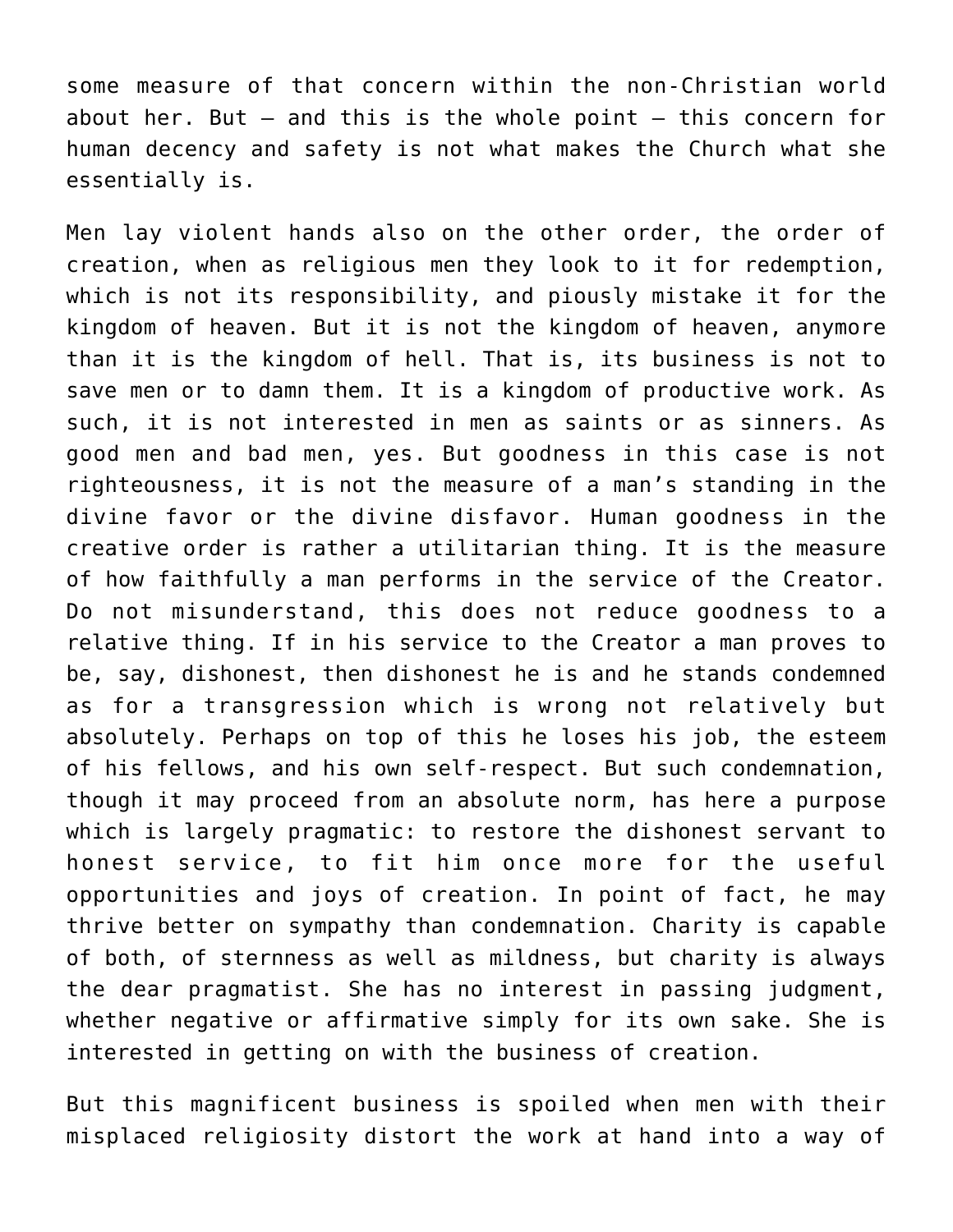some measure of that concern within the non-Christian world about her. But – and this is the whole point – this concern for human decency and safety is not what makes the Church what she essentially is.

Men lay violent hands also on the other order, the order of creation, when as religious men they look to it for redemption, which is not its responsibility, and piously mistake it for the kingdom of heaven. But it is not the kingdom of heaven, anymore than it is the kingdom of hell. That is, its business is not to save men or to damn them. It is a kingdom of productive work. As such, it is not interested in men as saints or as sinners. As good men and bad men, yes. But goodness in this case is not righteousness, it is not the measure of a man's standing in the divine favor or the divine disfavor. Human goodness in the creative order is rather a utilitarian thing. It is the measure of how faithfully a man performs in the service of the Creator. Do not misunderstand, this does not reduce goodness to a relative thing. If in his service to the Creator a man proves to be, say, dishonest, then dishonest he is and he stands condemned as for a transgression which is wrong not relatively but absolutely. Perhaps on top of this he loses his job, the esteem of his fellows, and his own self-respect. But such condemnation, though it may proceed from an absolute norm, has here a purpose which is largely pragmatic: to restore the dishonest servant to honest service, to fit him once more for the useful opportunities and joys of creation. In point of fact, he may thrive better on sympathy than condemnation. Charity is capable of both, of sternness as well as mildness, but charity is always the dear pragmatist. She has no interest in passing judgment, whether negative or affirmative simply for its own sake. She is interested in getting on with the business of creation.

But this magnificent business is spoiled when men with their misplaced religiosity distort the work at hand into a way of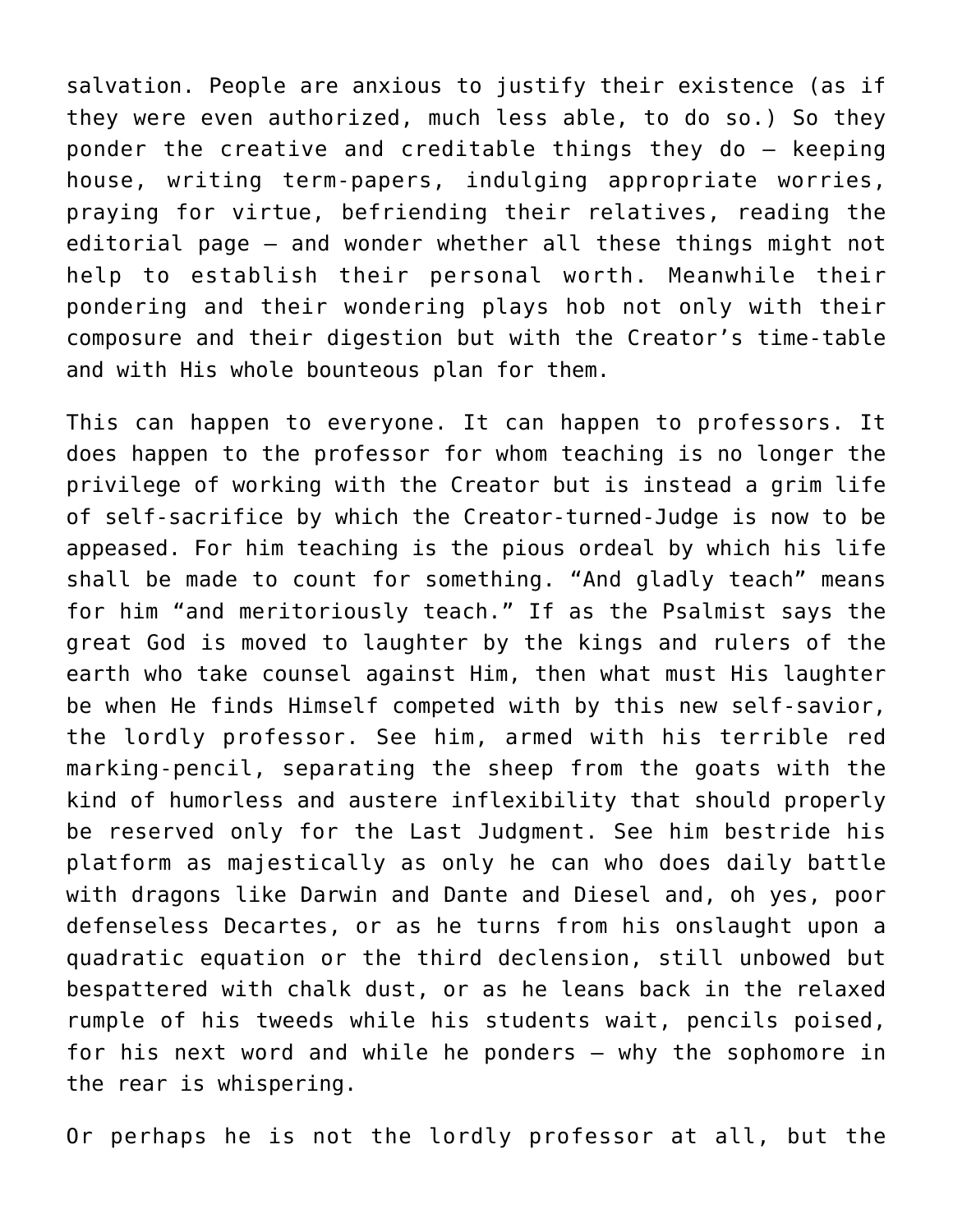salvation. People are anxious to justify their existence (as if they were even authorized, much less able, to do so.) So they ponder the creative and creditable things they do — keeping house, writing term-papers, indulging appropriate worries, praying for virtue, befriending their relatives, reading the editorial page — and wonder whether all these things might not help to establish their personal worth. Meanwhile their pondering and their wondering plays hob not only with their composure and their digestion but with the Creator's time-table and with His whole bounteous plan for them.

This can happen to everyone. It can happen to professors. It does happen to the professor for whom teaching is no longer the privilege of working with the Creator but is instead a grim life of self-sacrifice by which the Creator-turned-Judge is now to be appeased. For him teaching is the pious ordeal by which his life shall be made to count for something. "And gladly teach" means for him "and meritoriously teach." If as the Psalmist says the great God is moved to laughter by the kings and rulers of the earth who take counsel against Him, then what must His laughter be when He finds Himself competed with by this new self-savior, the lordly professor. See him, armed with his terrible red marking-pencil, separating the sheep from the goats with the kind of humorless and austere inflexibility that should properly be reserved only for the Last Judgment. See him bestride his platform as majestically as only he can who does daily battle with dragons like Darwin and Dante and Diesel and, oh yes, poor defenseless Decartes, or as he turns from his onslaught upon a quadratic equation or the third declension, still unbowed but bespattered with chalk dust, or as he leans back in the relaxed rumple of his tweeds while his students wait, pencils poised, for his next word and while he ponders — why the sophomore in the rear is whispering.

Or perhaps he is not the lordly professor at all, but the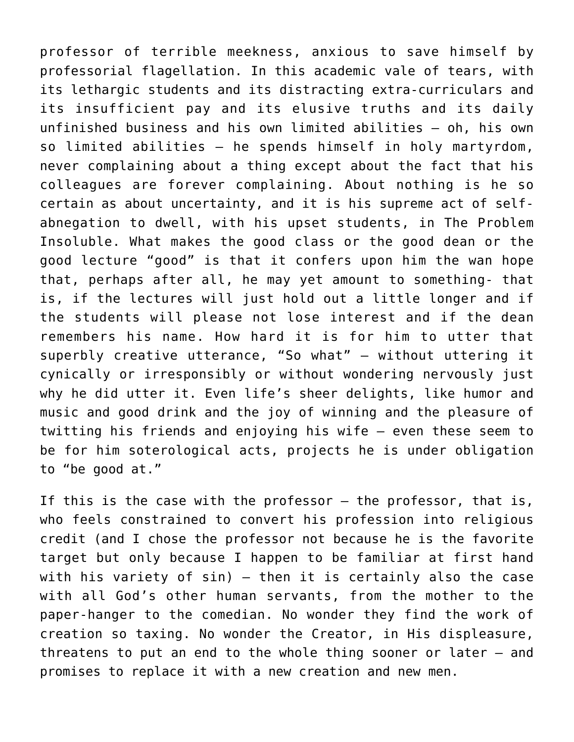professor of terrible meekness, anxious to save himself by professorial flagellation. In this academic vale of tears, with its lethargic students and its distracting extra-curriculars and its insufficient pay and its elusive truths and its daily unfinished business and his own limited abilities – oh, his own so limited abilities – he spends himself in holy martyrdom, never complaining about a thing except about the fact that his colleagues are forever complaining. About nothing is he so certain as about uncertainty, and it is his supreme act of self-abnegation to dwell, with his upset students, in The Problem Insoluble. What makes the good class or the good dean or the good lecture "good" is that it confers upon him the wan hope that, perhaps after all, he may yet amount to something- that is, if the lectures will just hold out a little longer and if the students will please not lose interest and if the dean remembers his name. How hard it is for him to utter that superbly creative utterance, "So what" – without uttering it cynically or irresponsibly or without wondering nervously just why he did utter it. Even life's sheer delights, like humor and music and good drink and the joy of winning and the pleasure of twitting his friends and enjoying his wife – even these seem to be for him soterological acts, projects he is under obligation to "be good at."

If this is the case with the professor – the professor, that is, who feels constrained to convert his profession into religious credit (and I chose the professor not because he is the favorite target but only because I happen to be familiar at first hand with his variety of sin) – then it is certainly also the case with all God's other human servants, from the mother to the paper-hanger to the comedian. No wonder they find the work of creation so taxing. No wonder the Creator, in His displeasure, threatens to put an end to the whole thing sooner or later – and promises to replace it with a new creation and new men.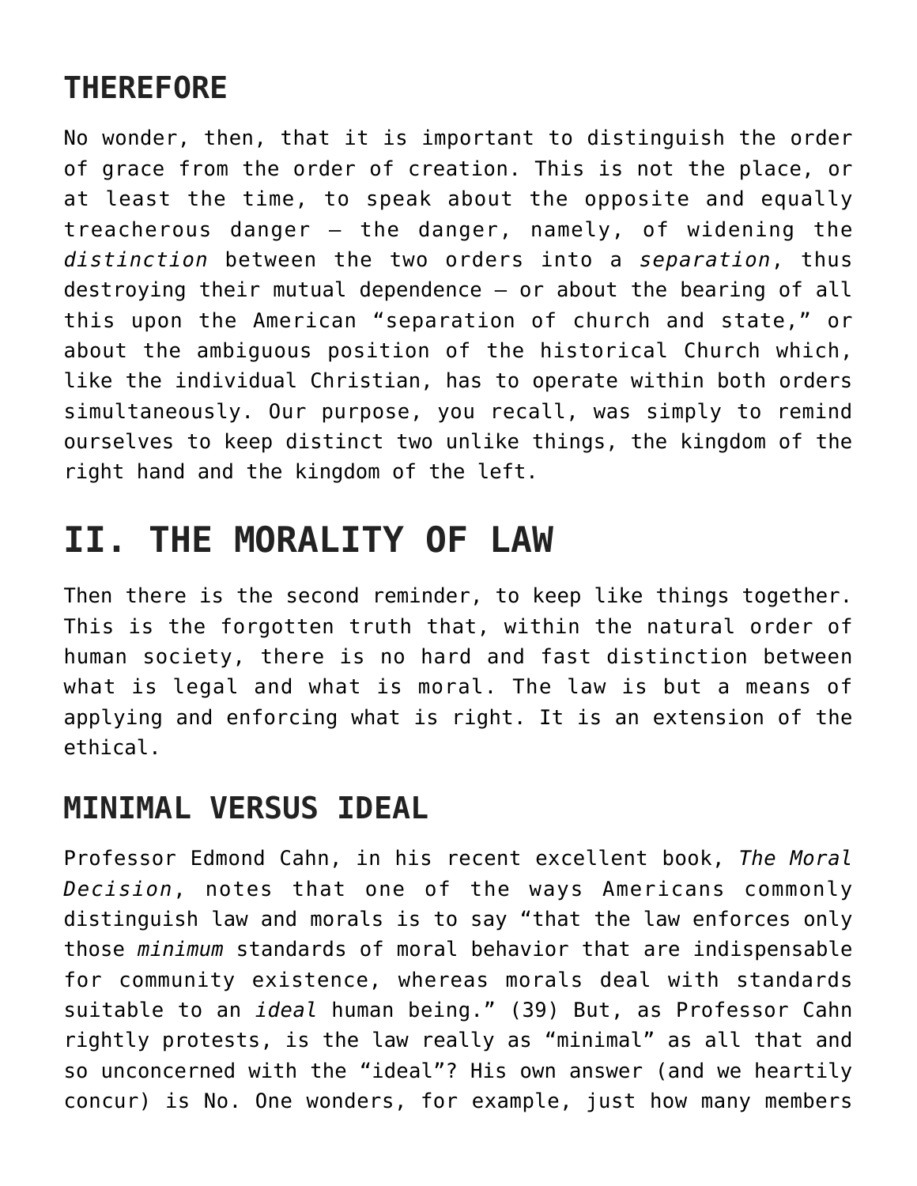### THEREFORE

No wonder, then, that it is important to distinguish the order of grace from the order of creation. This is not the place, or at least the time, to speak about the opposite and equally treacherous danger — the danger, namely, of widening the *distinction* between the two orders into a *separation*, thus destroying their mutual dependence — or about the bearing of all this upon the American "separation of church and state," or about the ambiguous position of the historical Church which, like the individual Christian, has to operate within both orders simultaneously. Our purpose, you recall, was simply to remind ourselves to keep distinct two unlike things, the kingdom of the right hand and the kingdom of the left.

## II. THE MORALITY OF LAW

Then there is the second reminder, to keep like things together. This is the forgotten truth that, within the natural order of human society, there is no hard and fast distinction between what is legal and what is moral. The law is but a means of applying and enforcing what is right. It is an extension of the ethical.

### MINIMAL VERSUS IDEAL

Professor Edmond Cahn, in his recent excellent book, *The Moral Decision*, notes that one of the ways Americans commonly distinguish law and morals is to say "that the law enforces only those *minimum* standards of moral behavior that are indispensable for community existence, whereas morals deal with standards suitable to an *ideal* human being." (39) But, as Professor Cahn rightly protests, is the law really as "minimal" as all that and so unconcerned with the "ideal"? His own answer (and we heartily concur) is No. One wonders, for example, just how many members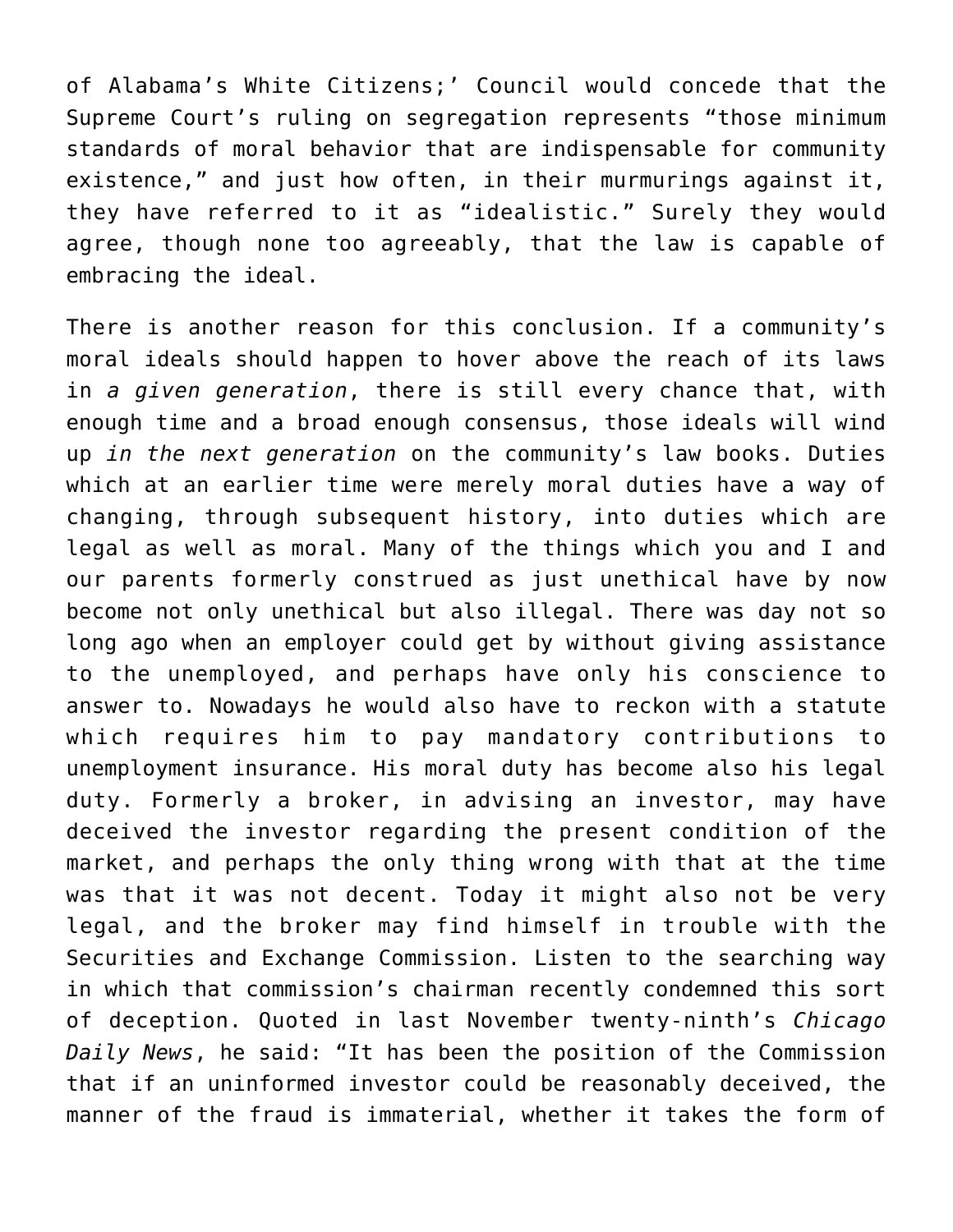of Alabama's White Citizens;' Council would concede that the Supreme Court's ruling on segregation represents "those minimum standards of moral behavior that are indispensable for community existence," and just how often, in their murmurings against it, they have referred to it as "idealistic." Surely they would agree, though none too agreeably, that the law is capable of embracing the ideal.

There is another reason for this conclusion. If a community's moral ideals should happen to hover above the reach of its laws in *a given generation*, there is still every chance that, with enough time and a broad enough consensus, those ideals will wind up *in the next generation* on the community's law books. Duties which at an earlier time were merely moral duties have a way of changing, through subsequent history, into duties which are legal as well as moral. Many of the things which you and I and our parents formerly construed as just unethical have by now become not only unethical but also illegal. There was day not so long ago when an employer could get by without giving assistance to the unemployed, and perhaps have only his conscience to answer to. Nowadays he would also have to reckon with a statute which requires him to pay mandatory contributions to unemployment insurance. His moral duty has become also his legal duty. Formerly a broker, in advising an investor, may have deceived the investor regarding the present condition of the market, and perhaps the only thing wrong with that at the time was that it was not decent. Today it might also not be very legal, and the broker may find himself in trouble with the Securities and Exchange Commission. Listen to the searching way in which that commission's chairman recently condemned this sort of deception. Quoted in last November twenty-ninth's *Chicago Daily News*, he said: "It has been the position of the Commission that if an uninformed investor could be reasonably deceived, the manner of the fraud is immaterial, whether it takes the form of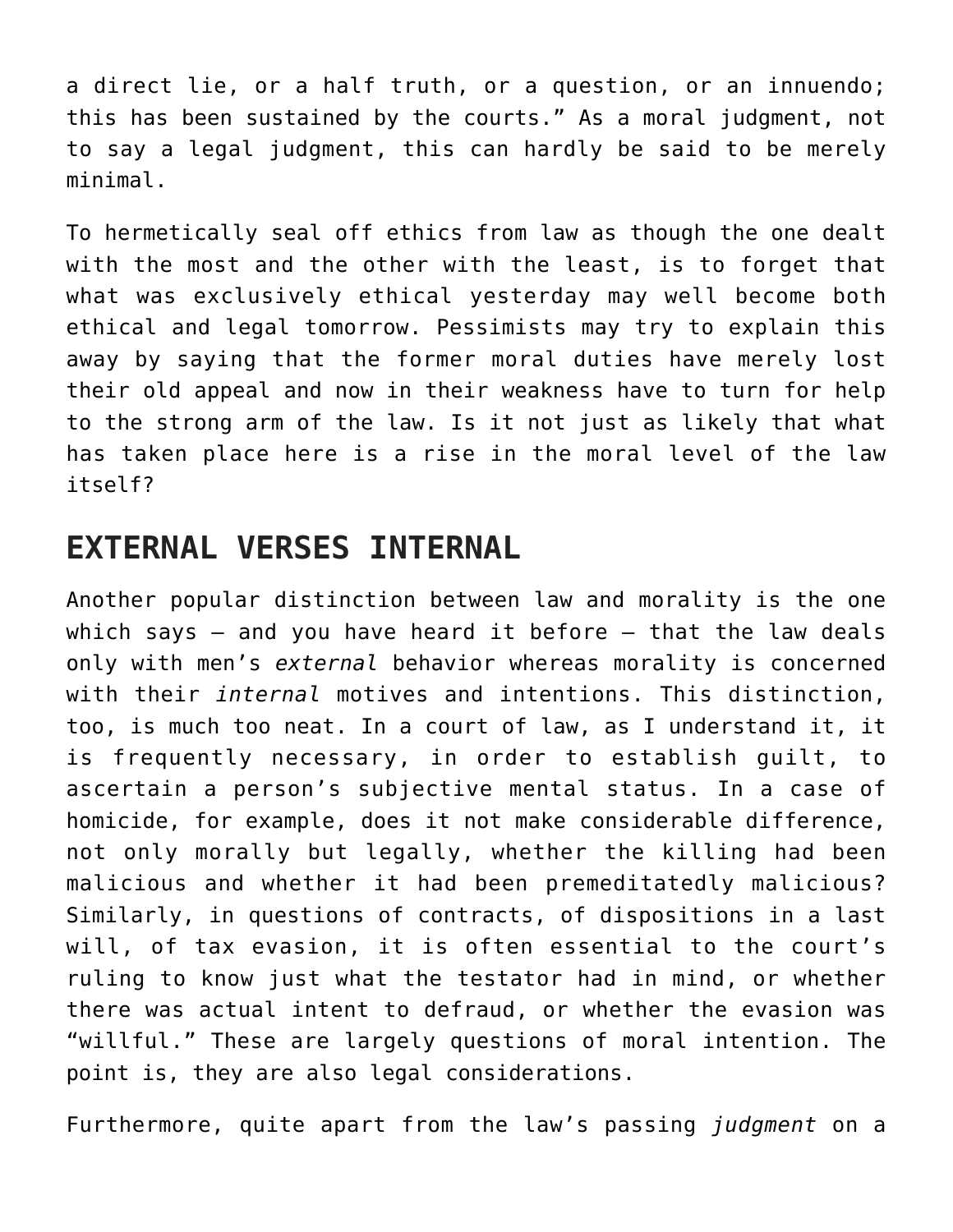a direct lie, or a half truth, or a question, or an innuendo; this has been sustained by the courts." As a moral judgment, not to say a legal judgment, this can hardly be said to be merely minimal.

To hermetically seal off ethics from law as though the one dealt with the most and the other with the least, is to forget that what was exclusively ethical yesterday may well become both ethical and legal tomorrow. Pessimists may try to explain this away by saying that the former moral duties have merely lost their old appeal and now in their weakness have to turn for help to the strong arm of the law. Is it not just as likely that what has taken place here is a rise in the moral level of the law itself?

## EXTERNAL VERSES INTERNAL

Another popular distinction between law and morality is the one which says – and you have heard it before – that the law deals only with men's *external* behavior whereas morality is concerned with their *internal* motives and intentions. This distinction, too, is much too neat. In a court of law, as I understand it, it is frequently necessary, in order to establish guilt, to ascertain a person's subjective mental status. In a case of homicide, for example, does it not make considerable difference, not only morally but legally, whether the killing had been malicious and whether it had been premeditatedly malicious? Similarly, in questions of contracts, of dispositions in a last will, of tax evasion, it is often essential to the court's ruling to know just what the testator had in mind, or whether there was actual intent to defraud, or whether the evasion was "willful." These are largely questions of moral intention. The point is, they are also legal considerations.

Furthermore, quite apart from the law's passing *judgment* on a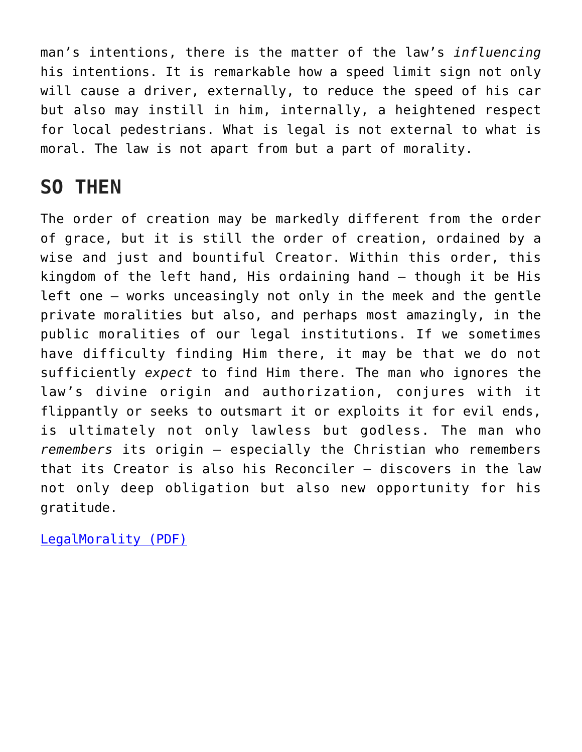man's intentions, there is the matter of the law's *influencing* his intentions. It is remarkable how a speed limit sign not only will cause a driver, externally, to reduce the speed of his car but also may instill in him, internally, a heightened respect for local pedestrians. What is legal is not external to what is moral. The law is not apart from but a part of morality.

## SO THEN

The order of creation may be markedly different from the order of grace, but it is still the order of creation, ordained by a wise and just and bountiful Creator. Within this order, this kingdom of the left hand, His ordaining hand – though it be His left one – works unceasingly not only in the meek and the gentle private moralities but also, and perhaps most amazingly, in the public moralities of our legal institutions. If we sometimes have difficulty finding Him there, it may be that we do not sufficiently *expect* to find Him there. The man who ignores the law's divine origin and authorization, conjures with it flippantly or seeks to outsmart it or exploits it for evil ends, is ultimately not only lawless but godless. The man who *remembers* its origin – especially the Christian who remembers that its Creator is also his Reconciler – discovers in the law not only deep obligation but also new opportunity for his gratitude.

LegalMorality (PDF)